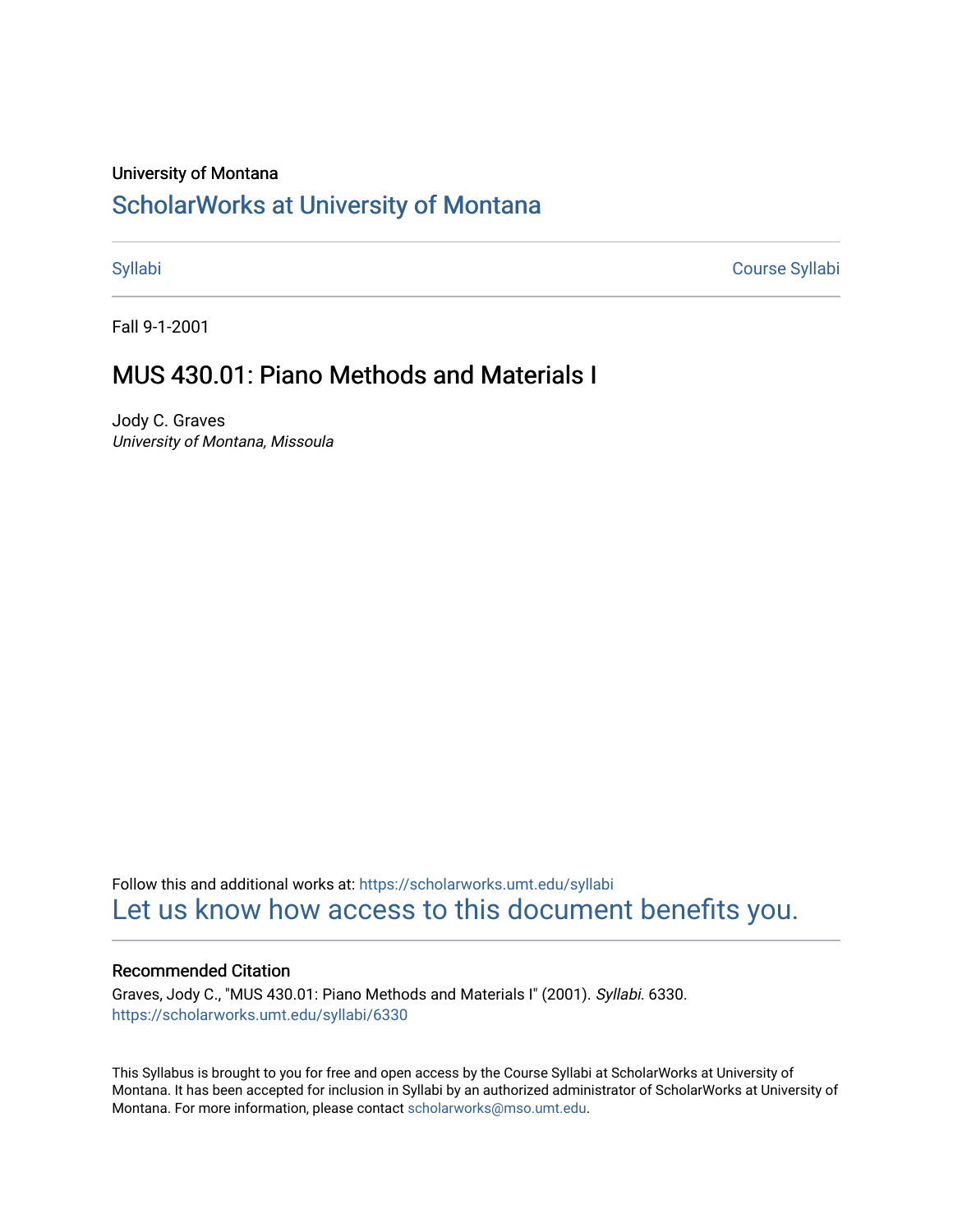University of Montana

# ScholarWorks at University of Montana

Syllabi | Course Syllabi

Fall 9-1-2001

## MUS 430.01: Piano Methods and Materials I

Jody C. Graves
*University of Montana, Missoula*

Follow this and additional works at: https://scholarworks.umt.edu/syllabi
Let us know how access to this document benefits you.

### Recommended Citation

Graves, Jody C., "MUS 430.01: Piano Methods and Materials I" (2001). *Syllabi*. 6330.
https://scholarworks.umt.edu/syllabi/6330

This Syllabus is brought to you for free and open access by the Course Syllabi at ScholarWorks at University of Montana. It has been accepted for inclusion in Syllabi by an authorized administrator of ScholarWorks at University of Montana. For more information, please contact scholarworks@mso.umt.edu.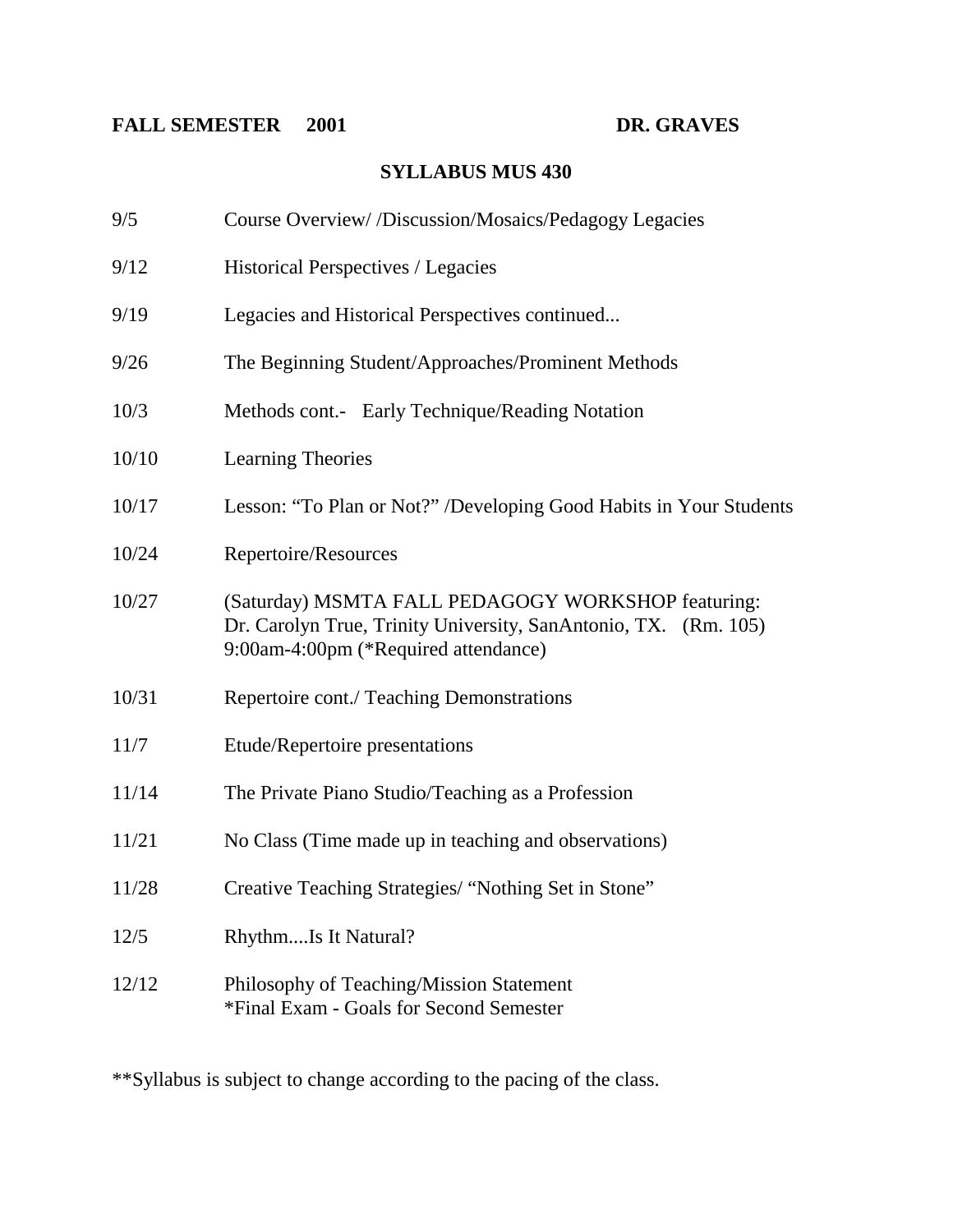**FALL SEMESTER 2001** **DR. GRAVES**

## SYLLABUS MUS 430

| | |
|---|---|
| 9/5 | Course Overview/ /Discussion/Mosaics/Pedagogy Legacies |
| 9/12 | Historical Perspectives / Legacies |
| 9/19 | Legacies and Historical Perspectives continued... |
| 9/26 | The Beginning Student/Approaches/Prominent Methods |
| 10/3 | Methods cont.- Early Technique/Reading Notation |
| 10/10 | Learning Theories |
| 10/17 | Lesson: "To Plan or Not?" /Developing Good Habits in Your Students |
| 10/24 | Repertoire/Resources |
| 10/27 | (Saturday) MSMTA FALL PEDAGOGY WORKSHOP featuring: Dr. Carolyn True, Trinity University, SanAntonio, TX. (Rm. 105) 9:00am-4:00pm (*Required attendance) |
| 10/31 | Repertoire cont./ Teaching Demonstrations |
| 11/7 | Etude/Repertoire presentations |
| 11/14 | The Private Piano Studio/Teaching as a Profession |
| 11/21 | No Class (Time made up in teaching and observations) |
| 11/28 | Creative Teaching Strategies/ "Nothing Set in Stone" |
| 12/5 | Rhythm....Is It Natural? |
| 12/12 | Philosophy of Teaching/Mission Statement<br>*Final Exam - Goals for Second Semester |

**Syllabus is subject to change according to the pacing of the class.